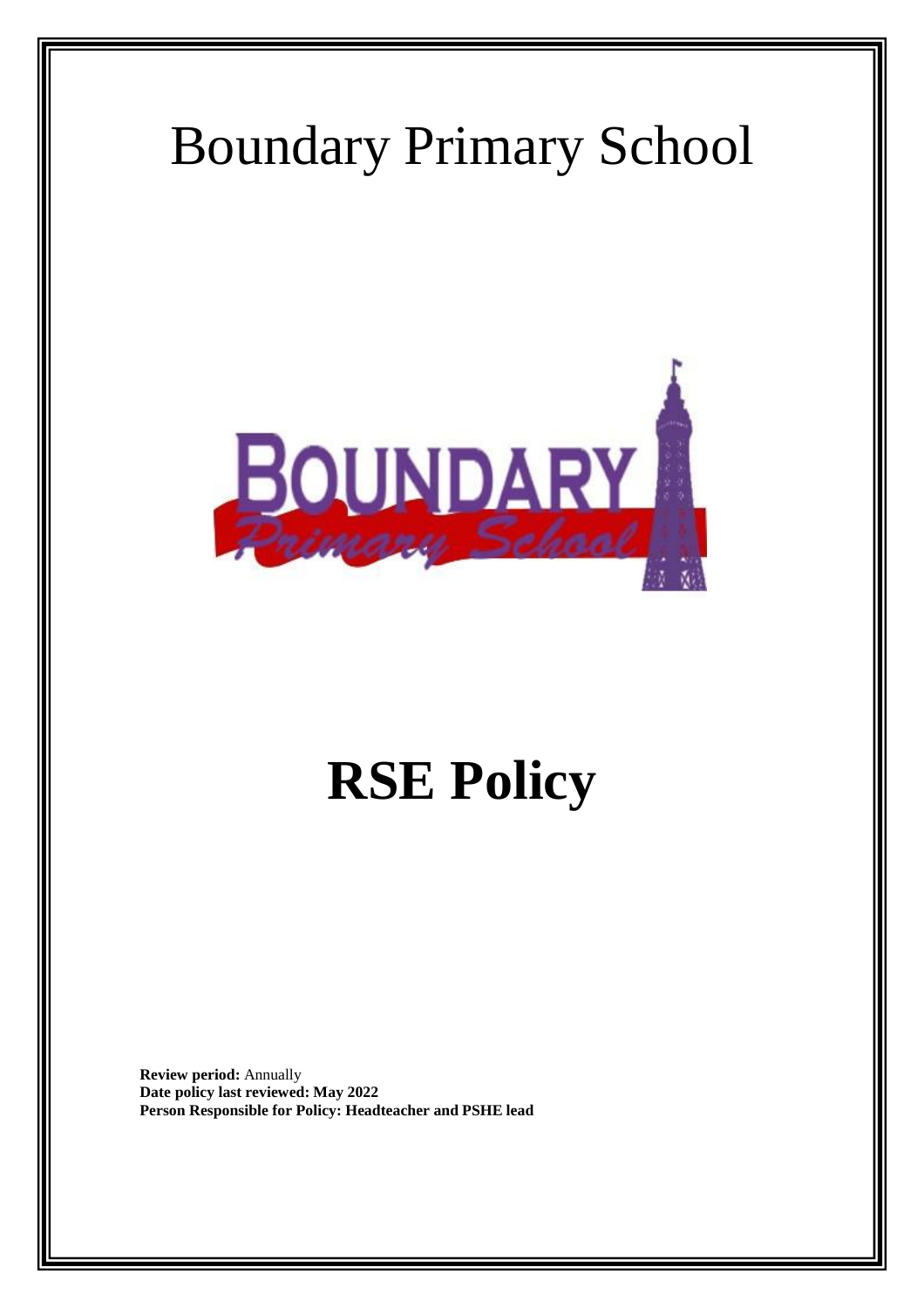# Boundary Primary School

# RSE Policy

**Review period:** Annually
**Date policy last reviewed: May 2022**
**Person Responsible for Policy: Headteacher and PSHE lead**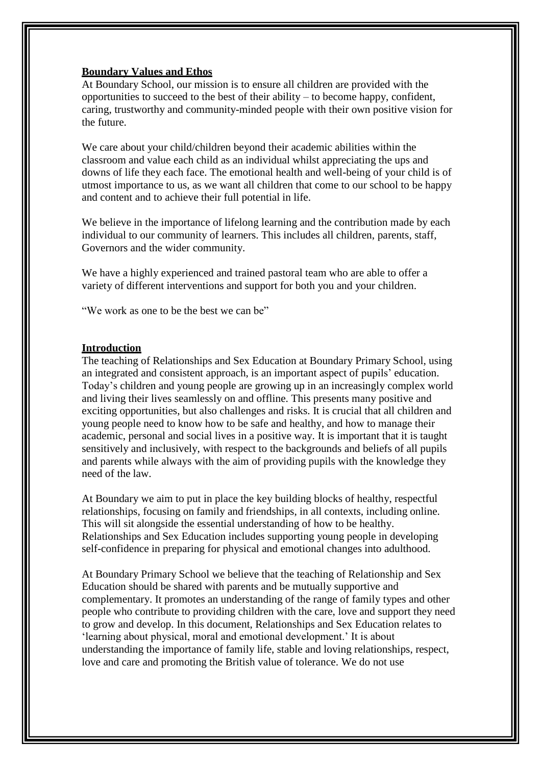**Boundary Values and Ethos**

At Boundary School, our mission is to ensure all children are provided with the opportunities to succeed to the best of their ability – to become happy, confident, caring, trustworthy and community-minded people with their own positive vision for the future.

We care about your child/children beyond their academic abilities within the classroom and value each child as an individual whilst appreciating the ups and downs of life they each face. The emotional health and well-being of your child is of utmost importance to us, as we want all children that come to our school to be happy and content and to achieve their full potential in life.

We believe in the importance of lifelong learning and the contribution made by each individual to our community of learners. This includes all children, parents, staff, Governors and the wider community.

We have a highly experienced and trained pastoral team who are able to offer a variety of different interventions and support for both you and your children.

"We work as one to be the best we can be"

**Introduction**

The teaching of Relationships and Sex Education at Boundary Primary School, using an integrated and consistent approach, is an important aspect of pupils' education. Today's children and young people are growing up in an increasingly complex world and living their lives seamlessly on and offline. This presents many positive and exciting opportunities, but also challenges and risks. It is crucial that all children and young people need to know how to be safe and healthy, and how to manage their academic, personal and social lives in a positive way. It is important that it is taught sensitively and inclusively, with respect to the backgrounds and beliefs of all pupils and parents while always with the aim of providing pupils with the knowledge they need of the law.

At Boundary we aim to put in place the key building blocks of healthy, respectful relationships, focusing on family and friendships, in all contexts, including online. This will sit alongside the essential understanding of how to be healthy. Relationships and Sex Education includes supporting young people in developing self-confidence in preparing for physical and emotional changes into adulthood.

At Boundary Primary School we believe that the teaching of Relationship and Sex Education should be shared with parents and be mutually supportive and complementary. It promotes an understanding of the range of family types and other people who contribute to providing children with the care, love and support they need to grow and develop. In this document, Relationships and Sex Education relates to 'learning about physical, moral and emotional development.' It is about understanding the importance of family life, stable and loving relationships, respect, love and care and promoting the British value of tolerance. We do not use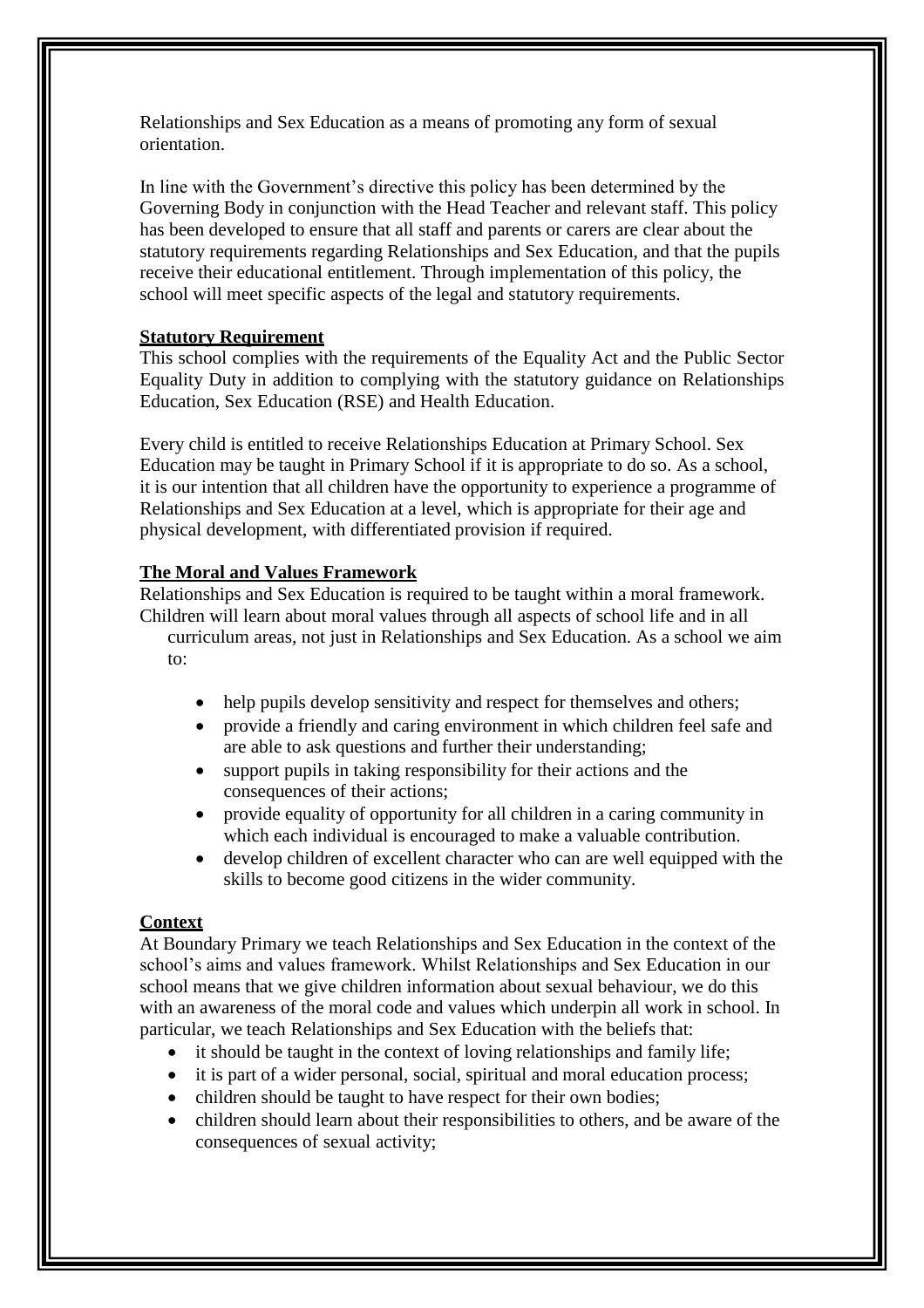Relationships and Sex Education as a means of promoting any form of sexual orientation.

In line with the Government's directive this policy has been determined by the Governing Body in conjunction with the Head Teacher and relevant staff. This policy has been developed to ensure that all staff and parents or carers are clear about the statutory requirements regarding Relationships and Sex Education, and that the pupils receive their educational entitlement. Through implementation of this policy, the school will meet specific aspects of the legal and statutory requirements.

**Statutory Requirement**

This school complies with the requirements of the Equality Act and the Public Sector Equality Duty in addition to complying with the statutory guidance on Relationships Education, Sex Education (RSE) and Health Education.

Every child is entitled to receive Relationships Education at Primary School. Sex Education may be taught in Primary School if it is appropriate to do so. As a school, it is our intention that all children have the opportunity to experience a programme of Relationships and Sex Education at a level, which is appropriate for their age and physical development, with differentiated provision if required.

**The Moral and Values Framework**

Relationships and Sex Education is required to be taught within a moral framework. Children will learn about moral values through all aspects of school life and in all curriculum areas, not just in Relationships and Sex Education. As a school we aim to:

- help pupils develop sensitivity and respect for themselves and others;
- provide a friendly and caring environment in which children feel safe and are able to ask questions and further their understanding;
- support pupils in taking responsibility for their actions and the consequences of their actions;
- provide equality of opportunity for all children in a caring community in which each individual is encouraged to make a valuable contribution.
- develop children of excellent character who can are well equipped with the skills to become good citizens in the wider community.

**Context**

At Boundary Primary we teach Relationships and Sex Education in the context of the school's aims and values framework. Whilst Relationships and Sex Education in our school means that we give children information about sexual behaviour, we do this with an awareness of the moral code and values which underpin all work in school. In particular, we teach Relationships and Sex Education with the beliefs that:

- it should be taught in the context of loving relationships and family life;
- it is part of a wider personal, social, spiritual and moral education process;
- children should be taught to have respect for their own bodies;
- children should learn about their responsibilities to others, and be aware of the consequences of sexual activity;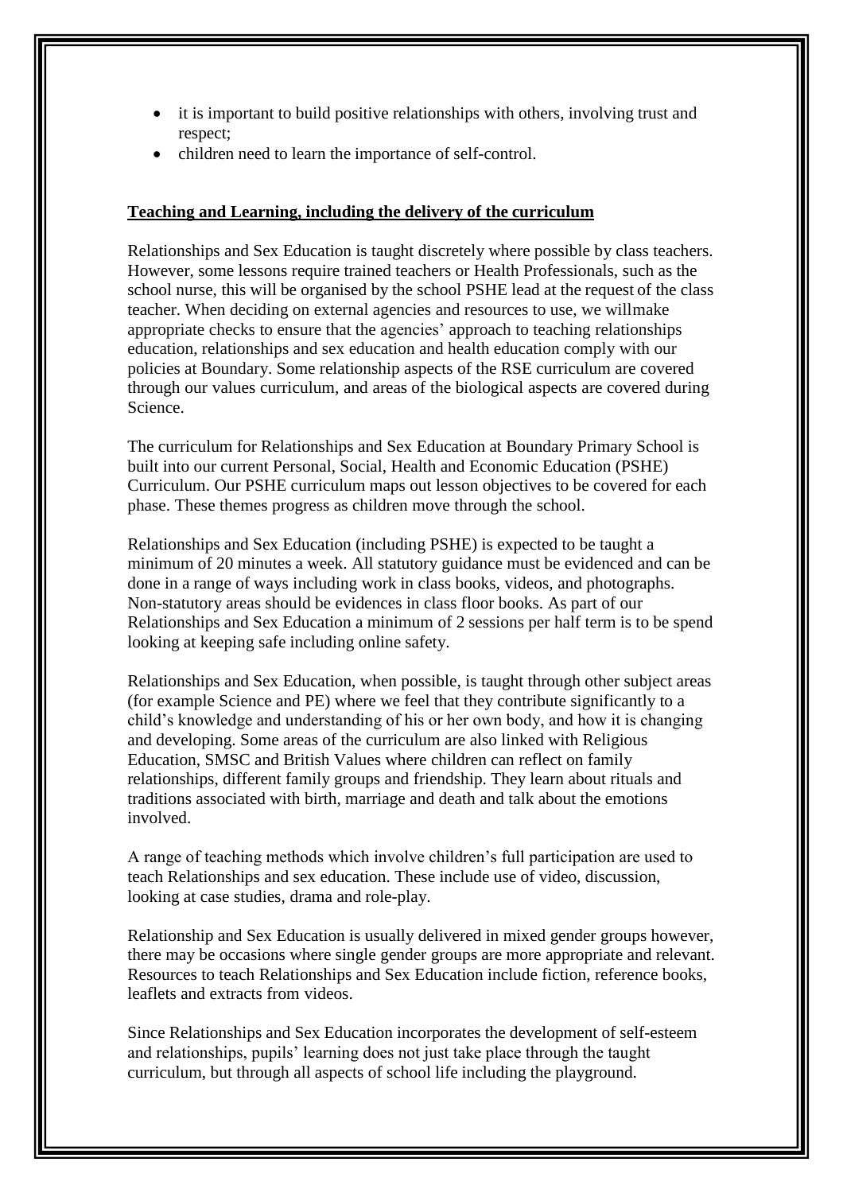- it is important to build positive relationships with others, involving trust and respect;
- children need to learn the importance of self-control.

**Teaching and Learning, including the delivery of the curriculum**

Relationships and Sex Education is taught discretely where possible by class teachers. However, some lessons require trained teachers or Health Professionals, such as the school nurse, this will be organised by the school PSHE lead at the request of the class teacher. When deciding on external agencies and resources to use, we willmake appropriate checks to ensure that the agencies' approach to teaching relationships education, relationships and sex education and health education comply with our policies at Boundary. Some relationship aspects of the RSE curriculum are covered through our values curriculum, and areas of the biological aspects are covered during Science.

The curriculum for Relationships and Sex Education at Boundary Primary School is built into our current Personal, Social, Health and Economic Education (PSHE) Curriculum. Our PSHE curriculum maps out lesson objectives to be covered for each phase. These themes progress as children move through the school.

Relationships and Sex Education (including PSHE) is expected to be taught a minimum of 20 minutes a week. All statutory guidance must be evidenced and can be done in a range of ways including work in class books, videos, and photographs. Non-statutory areas should be evidences in class floor books. As part of our Relationships and Sex Education a minimum of 2 sessions per half term is to be spend looking at keeping safe including online safety.

Relationships and Sex Education, when possible, is taught through other subject areas (for example Science and PE) where we feel that they contribute significantly to a child's knowledge and understanding of his or her own body, and how it is changing and developing. Some areas of the curriculum are also linked with Religious Education, SMSC and British Values where children can reflect on family relationships, different family groups and friendship. They learn about rituals and traditions associated with birth, marriage and death and talk about the emotions involved.

A range of teaching methods which involve children's full participation are used to teach Relationships and sex education. These include use of video, discussion, looking at case studies, drama and role-play.

Relationship and Sex Education is usually delivered in mixed gender groups however, there may be occasions where single gender groups are more appropriate and relevant. Resources to teach Relationships and Sex Education include fiction, reference books, leaflets and extracts from videos.

Since Relationships and Sex Education incorporates the development of self-esteem and relationships, pupils' learning does not just take place through the taught curriculum, but through all aspects of school life including the playground.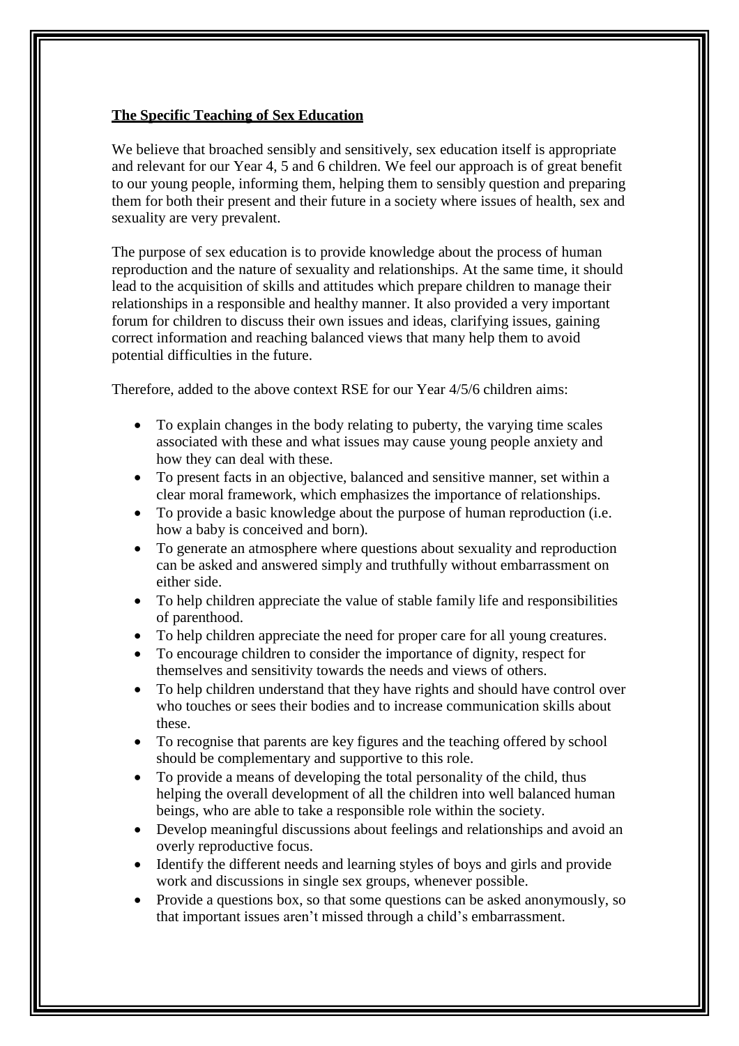**The Specific Teaching of Sex Education**

We believe that broached sensibly and sensitively, sex education itself is appropriate and relevant for our Year 4, 5 and 6 children. We feel our approach is of great benefit to our young people, informing them, helping them to sensibly question and preparing them for both their present and their future in a society where issues of health, sex and sexuality are very prevalent.

The purpose of sex education is to provide knowledge about the process of human reproduction and the nature of sexuality and relationships. At the same time, it should lead to the acquisition of skills and attitudes which prepare children to manage their relationships in a responsible and healthy manner. It also provided a very important forum for children to discuss their own issues and ideas, clarifying issues, gaining correct information and reaching balanced views that many help them to avoid potential difficulties in the future.

Therefore, added to the above context RSE for our Year 4/5/6 children aims:

- To explain changes in the body relating to puberty, the varying time scales associated with these and what issues may cause young people anxiety and how they can deal with these.
- To present facts in an objective, balanced and sensitive manner, set within a clear moral framework, which emphasizes the importance of relationships.
- To provide a basic knowledge about the purpose of human reproduction (i.e. how a baby is conceived and born).
- To generate an atmosphere where questions about sexuality and reproduction can be asked and answered simply and truthfully without embarrassment on either side.
- To help children appreciate the value of stable family life and responsibilities of parenthood.
- To help children appreciate the need for proper care for all young creatures.
- To encourage children to consider the importance of dignity, respect for themselves and sensitivity towards the needs and views of others.
- To help children understand that they have rights and should have control over who touches or sees their bodies and to increase communication skills about these.
- To recognise that parents are key figures and the teaching offered by school should be complementary and supportive to this role.
- To provide a means of developing the total personality of the child, thus helping the overall development of all the children into well balanced human beings, who are able to take a responsible role within the society.
- Develop meaningful discussions about feelings and relationships and avoid an overly reproductive focus.
- Identify the different needs and learning styles of boys and girls and provide work and discussions in single sex groups, whenever possible.
- Provide a questions box, so that some questions can be asked anonymously, so that important issues aren't missed through a child's embarrassment.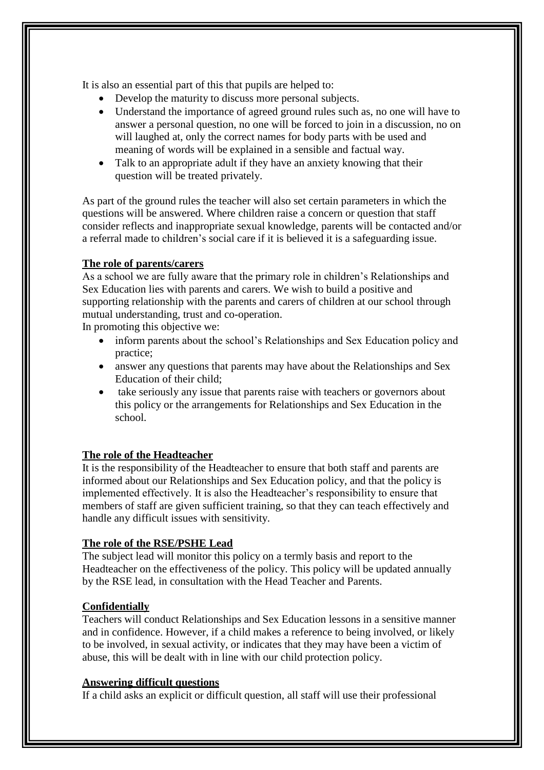It is also an essential part of this that pupils are helped to:

- Develop the maturity to discuss more personal subjects.
- Understand the importance of agreed ground rules such as, no one will have to answer a personal question, no one will be forced to join in a discussion, no on will laughed at, only the correct names for body parts with be used and meaning of words will be explained in a sensible and factual way.
- Talk to an appropriate adult if they have an anxiety knowing that their question will be treated privately.

As part of the ground rules the teacher will also set certain parameters in which the questions will be answered. Where children raise a concern or question that staff consider reflects and inappropriate sexual knowledge, parents will be contacted and/or a referral made to children's social care if it is believed it is a safeguarding issue.

**The role of parents/carers**

As a school we are fully aware that the primary role in children's Relationships and Sex Education lies with parents and carers. We wish to build a positive and supporting relationship with the parents and carers of children at our school through mutual understanding, trust and co-operation.

In promoting this objective we:

- inform parents about the school's Relationships and Sex Education policy and practice;
- answer any questions that parents may have about the Relationships and Sex Education of their child;
- take seriously any issue that parents raise with teachers or governors about this policy or the arrangements for Relationships and Sex Education in the school.

**The role of the Headteacher**

It is the responsibility of the Headteacher to ensure that both staff and parents are informed about our Relationships and Sex Education policy, and that the policy is implemented effectively. It is also the Headteacher's responsibility to ensure that members of staff are given sufficient training, so that they can teach effectively and handle any difficult issues with sensitivity.

**The role of the RSE/PSHE Lead**

The subject lead will monitor this policy on a termly basis and report to the Headteacher on the effectiveness of the policy. This policy will be updated annually by the RSE lead, in consultation with the Head Teacher and Parents.

**Confidentially**

Teachers will conduct Relationships and Sex Education lessons in a sensitive manner and in confidence. However, if a child makes a reference to being involved, or likely to be involved, in sexual activity, or indicates that they may have been a victim of abuse, this will be dealt with in line with our child protection policy.

**Answering difficult questions**

If a child asks an explicit or difficult question, all staff will use their professional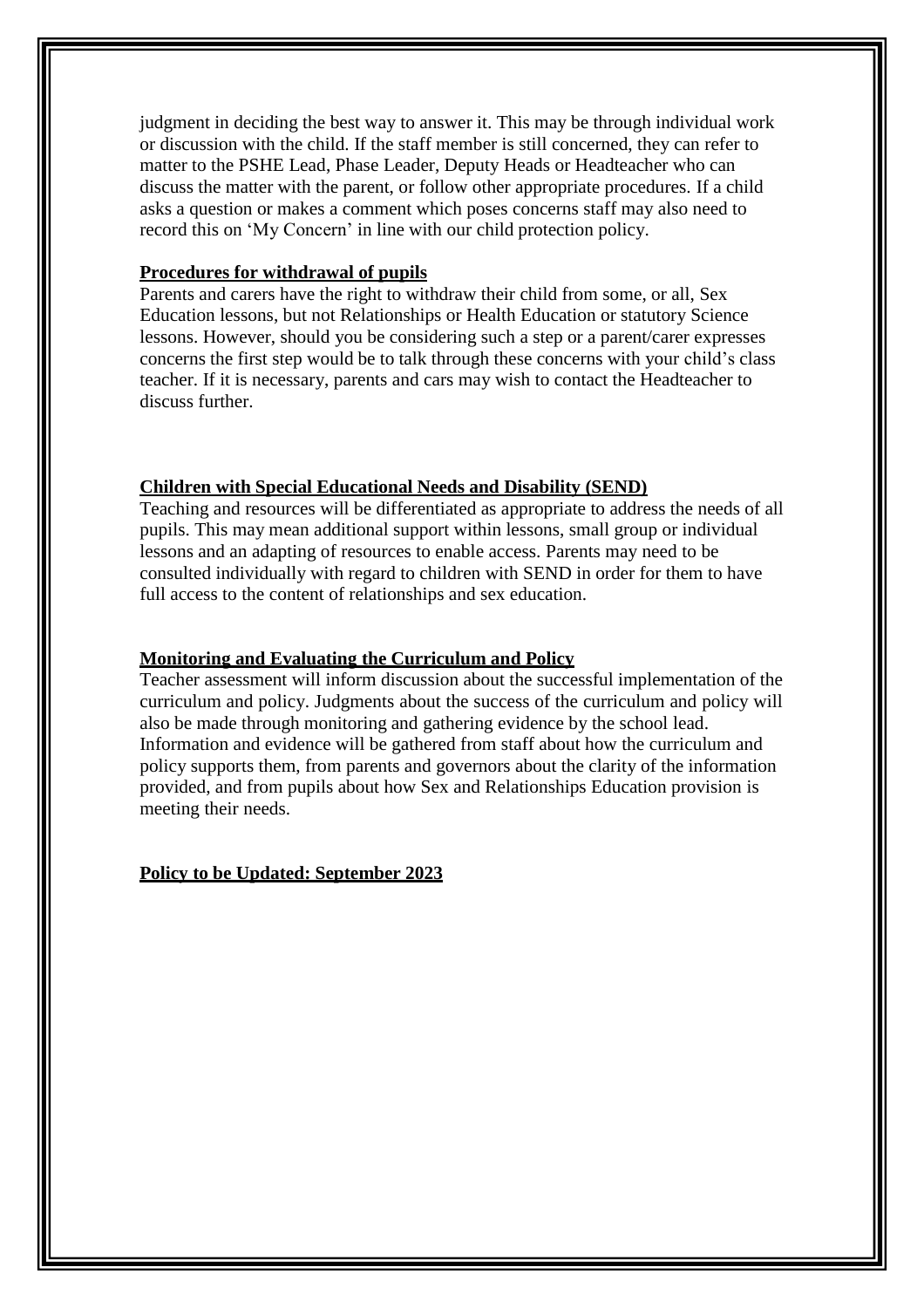judgment in deciding the best way to answer it. This may be through individual work or discussion with the child. If the staff member is still concerned, they can refer to matter to the PSHE Lead, Phase Leader, Deputy Heads or Headteacher who can discuss the matter with the parent, or follow other appropriate procedures. If a child asks a question or makes a comment which poses concerns staff may also need to record this on 'My Concern' in line with our child protection policy.

**Procedures for withdrawal of pupils**

Parents and carers have the right to withdraw their child from some, or all, Sex Education lessons, but not Relationships or Health Education or statutory Science lessons. However, should you be considering such a step or a parent/carer expresses concerns the first step would be to talk through these concerns with your child's class teacher. If it is necessary, parents and cars may wish to contact the Headteacher to discuss further.

**Children with Special Educational Needs and Disability (SEND)**

Teaching and resources will be differentiated as appropriate to address the needs of all pupils. This may mean additional support within lessons, small group or individual lessons and an adapting of resources to enable access. Parents may need to be consulted individually with regard to children with SEND in order for them to have full access to the content of relationships and sex education.

**Monitoring and Evaluating the Curriculum and Policy**

Teacher assessment will inform discussion about the successful implementation of the curriculum and policy. Judgments about the success of the curriculum and policy will also be made through monitoring and gathering evidence by the school lead. Information and evidence will be gathered from staff about how the curriculum and policy supports them, from parents and governors about the clarity of the information provided, and from pupils about how Sex and Relationships Education provision is meeting their needs.

**Policy to be Updated: September 2023**